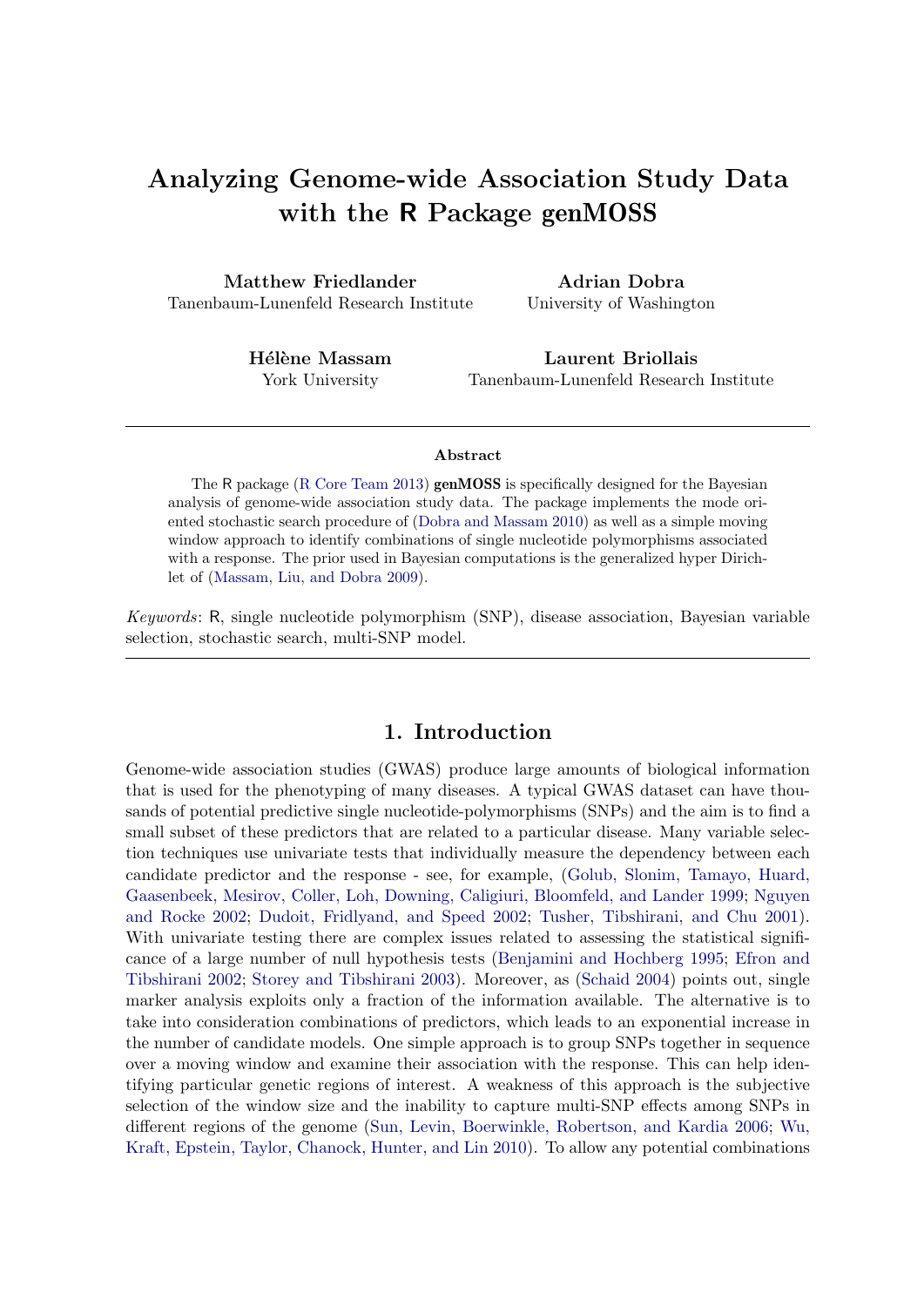# Analyzing Genome-wide Association Study Data with the R Package genMOSS

**Matthew Friedlander**
Tanenbaum-Lunenfeld Research Institute

**Adrian Dobra**
University of Washington

**Hélène Massam**
York University

**Laurent Briollais**
Tanenbaum-Lunenfeld Research Institute

---

### Abstract

The R package (R Core Team 2013) **genMOSS** is specifically designed for the Bayesian analysis of genome-wide association study data. The package implements the mode oriented stochastic search procedure of (Dobra and Massam 2010) as well as a simple moving window approach to identify combinations of single nucleotide polymorphisms associated with a response. The prior used in Bayesian computations is the generalized hyper Dirichlet of (Massam, Liu, and Dobra 2009).

*Keywords*: R, single nucleotide polymorphism (SNP), disease association, Bayesian variable selection, stochastic search, multi-SNP model.

---

## 1. Introduction

Genome-wide association studies (GWAS) produce large amounts of biological information that is used for the phenotyping of many diseases. A typical GWAS dataset can have thousands of potential predictive single nucleotide-polymorphisms (SNPs) and the aim is to find a small subset of these predictors that are related to a particular disease. Many variable selection techniques use univariate tests that individually measure the dependency between each candidate predictor and the response - see, for example, (Golub, Slonim, Tamayo, Huard, Gaasenbeek, Mesirov, Coller, Loh, Downing, Caligiuri, Bloomfeld, and Lander 1999; Nguyen and Rocke 2002; Dudoit, Fridlyand, and Speed 2002; Tusher, Tibshirani, and Chu 2001). With univariate testing there are complex issues related to assessing the statistical significance of a large number of null hypothesis tests (Benjamini and Hochberg 1995; Efron and Tibshirani 2002; Storey and Tibshirani 2003). Moreover, as (Schaid 2004) points out, single marker analysis exploits only a fraction of the information available. The alternative is to take into consideration combinations of predictors, which leads to an exponential increase in the number of candidate models. One simple approach is to group SNPs together in sequence over a moving window and examine their association with the response. This can help identifying particular genetic regions of interest. A weakness of this approach is the subjective selection of the window size and the inability to capture multi-SNP effects among SNPs in different regions of the genome (Sun, Levin, Boerwinkle, Robertson, and Kardia 2006; Wu, Kraft, Epstein, Taylor, Chanock, Hunter, and Lin 2010). To allow any potential combinations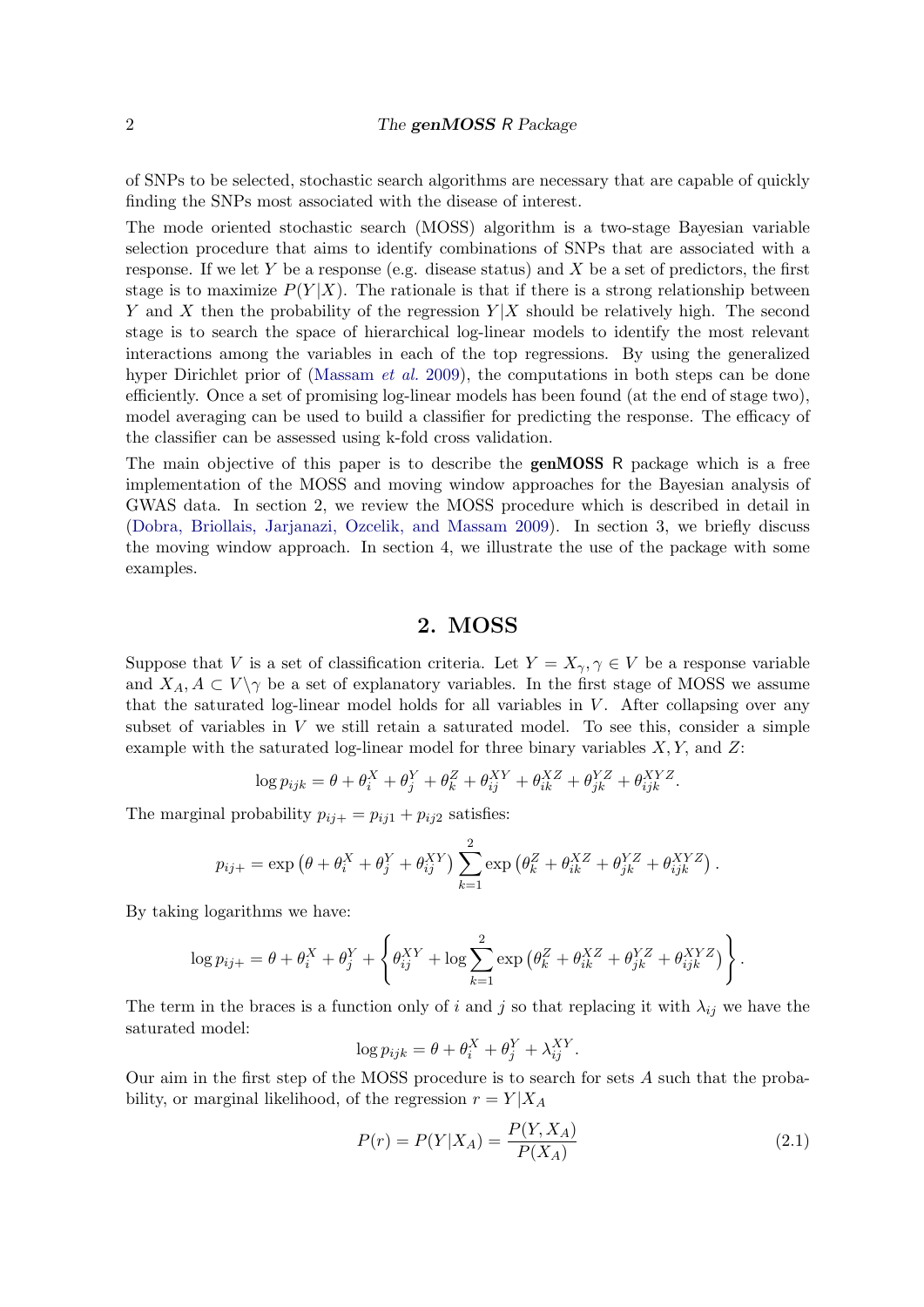of SNPs to be selected, stochastic search algorithms are necessary that are capable of quickly finding the SNPs most associated with the disease of interest.

The mode oriented stochastic search (MOSS) algorithm is a two-stage Bayesian variable selection procedure that aims to identify combinations of SNPs that are associated with a response. If we let $Y$ be a response (e.g. disease status) and $X$ be a set of predictors, the first stage is to maximize $P(Y|X)$. The rationale is that if there is a strong relationship between $Y$ and $X$ then the probability of the regression $Y|X$ should be relatively high. The second stage is to search the space of hierarchical log-linear models to identify the most relevant interactions among the variables in each of the top regressions. By using the generalized hyper Dirichlet prior of (Massam *et al.* 2009), the computations in both steps can be done efficiently. Once a set of promising log-linear models has been found (at the end of stage two), model averaging can be used to build a classifier for predicting the response. The efficacy of the classifier can be assessed using k-fold cross validation.

The main objective of this paper is to describe the **genMOSS** R package which is a free implementation of the MOSS and moving window approaches for the Bayesian analysis of GWAS data. In section 2, we review the MOSS procedure which is described in detail in (Dobra, Briollais, Jarjanazi, Ozcelik, and Massam 2009). In section 3, we briefly discuss the moving window approach. In section 4, we illustrate the use of the package with some examples.

## 2. MOSS

Suppose that $V$ is a set of classification criteria. Let $Y = X_\gamma, \gamma \in V$ be a response variable and $X_A, A \subset V \backslash \gamma$ be a set of explanatory variables. In the first stage of MOSS we assume that the saturated log-linear model holds for all variables in $V$. After collapsing over any subset of variables in $V$ we still retain a saturated model. To see this, consider a simple example with the saturated log-linear model for three binary variables $X, Y$, and $Z$:

$$\log p_{ijk} = \theta + \theta_i^X + \theta_j^Y + \theta_k^Z + \theta_{ij}^{XY} + \theta_{ik}^{XZ} + \theta_{jk}^{YZ} + \theta_{ijk}^{XYZ}.$$

The marginal probability $p_{ij+} = p_{ij1} + p_{ij2}$ satisfies:

$$p_{ij+} = \exp\left(\theta + \theta_i^X + \theta_j^Y + \theta_{ij}^{XY}\right) \sum_{k=1}^{2} \exp\left(\theta_k^Z + \theta_{ik}^{XZ} + \theta_{jk}^{YZ} + \theta_{ijk}^{XYZ}\right).$$

By taking logarithms we have:

$$\log p_{ij+} = \theta + \theta_i^X + \theta_j^Y + \left\{\theta_{ij}^{XY} + \log \sum_{k=1}^{2} \exp\left(\theta_k^Z + \theta_{ik}^{XZ} + \theta_{jk}^{YZ} + \theta_{ijk}^{XYZ}\right)\right\}.$$

The term in the braces is a function only of $i$ and $j$ so that replacing it with $\lambda_{ij}$ we have the saturated model:

$$\log p_{ijk} = \theta + \theta_i^X + \theta_j^Y + \lambda_{ij}^{XY}.$$

Our aim in the first step of the MOSS procedure is to search for sets $A$ such that the probability, or marginal likelihood, of the regression $r = Y|X_A$

$$P(r) = P(Y|X_A) = \frac{P(Y, X_A)}{P(X_A)} \tag{2.1}$$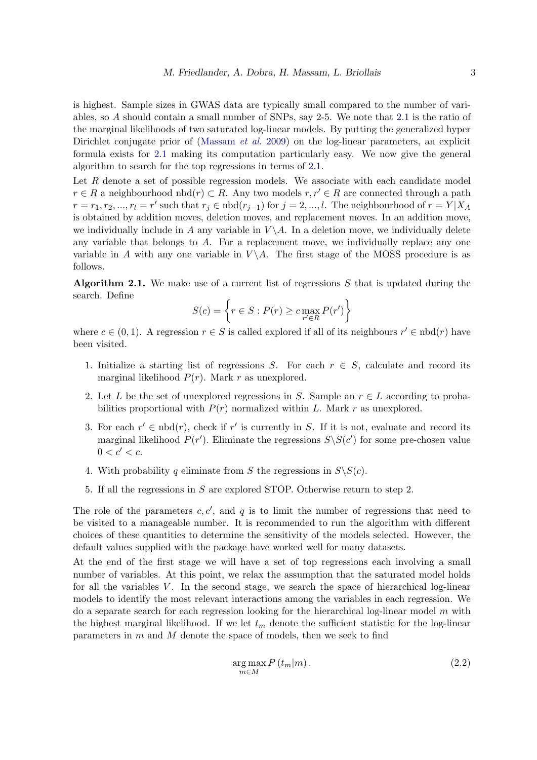is highest. Sample sizes in GWAS data are typically small compared to the number of variables, so $A$ should contain a small number of SNPs, say 2-5. We note that 2.1 is the ratio of the marginal likelihoods of two saturated log-linear models. By putting the generalized hyper Dirichlet conjugate prior of (Massam *et al.* 2009) on the log-linear parameters, an explicit formula exists for 2.1 making its computation particularly easy. We now give the general algorithm to search for the top regressions in terms of 2.1.

Let $R$ denote a set of possible regression models. We associate with each candidate model $r \in R$ a neighbourhood $\text{nbd}(r) \subset R$. Any two models $r, r' \in R$ are connected through a path $r = r_1, r_2, ..., r_l = r'$ such that $r_j \in \text{nbd}(r_{j-1})$ for $j = 2, ..., l$. The neighbourhood of $r = Y|X_A$ is obtained by addition moves, deletion moves, and replacement moves. In an addition move, we individually include in $A$ any variable in $V \backslash A$. In a deletion move, we individually delete any variable that belongs to $A$. For a replacement move, we individually replace any one variable in $A$ with any one variable in $V \backslash A$. The first stage of the MOSS procedure is as follows.

**Algorithm 2.1.** We make use of a current list of regressions $S$ that is updated during the search. Define

$$S(c) = \left\{ r \in S : P(r) \geq c \max_{r' \in R} P(r') \right\}$$

where $c \in (0,1)$. A regression $r \in S$ is called explored if all of its neighbours $r' \in \text{nbd}(r)$ have been visited.

1. Initialize a starting list of regressions $S$. For each $r \in S$, calculate and record its marginal likelihood $P(r)$. Mark $r$ as unexplored.
2. Let $L$ be the set of unexplored regressions in $S$. Sample an $r \in L$ according to probabilities proportional with $P(r)$ normalized within $L$. Mark $r$ as unexplored.
3. For each $r' \in \text{nbd}(r)$, check if $r'$ is currently in $S$. If it is not, evaluate and record its marginal likelihood $P(r')$. Eliminate the regressions $S \backslash S(c')$ for some pre-chosen value $0 < c' < c$.
4. With probability $q$ eliminate from $S$ the regressions in $S \backslash S(c)$.
5. If all the regressions in $S$ are explored STOP. Otherwise return to step 2.

The role of the parameters $c, c'$, and $q$ is to limit the number of regressions that need to be visited to a manageable number. It is recommended to run the algorithm with different choices of these quantities to determine the sensitivity of the models selected. However, the default values supplied with the package have worked well for many datasets.

At the end of the first stage we will have a set of top regressions each involving a small number of variables. At this point, we relax the assumption that the saturated model holds for all the variables $V$. In the second stage, we search the space of hierarchical log-linear models to identify the most relevant interactions among the variables in each regression. We do a separate search for each regression looking for the hierarchical log-linear model $m$ with the highest marginal likelihood. If we let $t_m$ denote the sufficient statistic for the log-linear parameters in $m$ and $M$ denote the space of models, then we seek to find

$$\arg\max_{m \in M} P\left(t_m | m\right). \tag{2.2}$$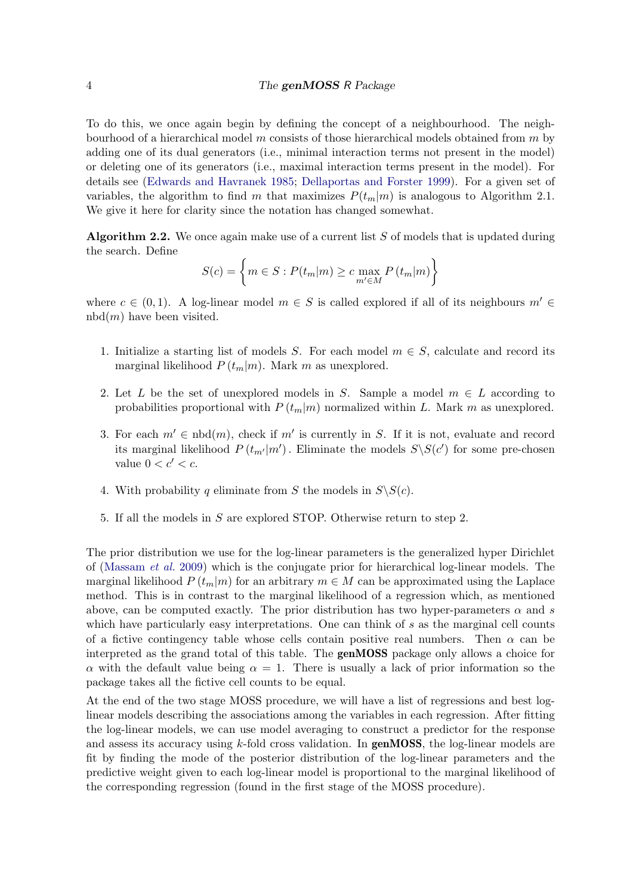To do this, we once again begin by defining the concept of a neighbourhood. The neighbourhood of a hierarchical model $m$ consists of those hierarchical models obtained from $m$ by adding one of its dual generators (i.e., minimal interaction terms not present in the model) or deleting one of its generators (i.e., maximal interaction terms present in the model). For details see (Edwards and Havranek 1985; Dellaportas and Forster 1999). For a given set of variables, the algorithm to find $m$ that maximizes $P(t_m|m)$ is analogous to Algorithm 2.1. We give it here for clarity since the notation has changed somewhat.

**Algorithm 2.2.** We once again make use of a current list $S$ of models that is updated during the search. Define

$$S(c) = \left\{ m \in S : P(t_m|m) \geq c \max_{m' \in M} P(t_m|m) \right\}$$

where $c \in (0,1)$. A log-linear model $m \in S$ is called explored if all of its neighbours $m' \in \text{nbd}(m)$ have been visited.

1. Initialize a starting list of models $S$. For each model $m \in S$, calculate and record its marginal likelihood $P(t_m|m)$. Mark $m$ as unexplored.
2. Let $L$ be the set of unexplored models in $S$. Sample a model $m \in L$ according to probabilities proportional with $P(t_m|m)$ normalized within $L$. Mark $m$ as unexplored.
3. For each $m' \in \text{nbd}(m)$, check if $m'$ is currently in $S$. If it is not, evaluate and record its marginal likelihood $P(t_{m'}|m')$. Eliminate the models $S \backslash S(c')$ for some pre-chosen value $0 < c' < c$.
4. With probability $q$ eliminate from $S$ the models in $S \backslash S(c)$.
5. If all the models in $S$ are explored STOP. Otherwise return to step 2.

The prior distribution we use for the log-linear parameters is the generalized hyper Dirichlet of (Massam *et al.* 2009) which is the conjugate prior for hierarchical log-linear models. The marginal likelihood $P(t_m|m)$ for an arbitrary $m \in M$ can be approximated using the Laplace method. This is in contrast to the marginal likelihood of a regression which, as mentioned above, can be computed exactly. The prior distribution has two hyper-parameters $\alpha$ and $s$ which have particularly easy interpretations. One can think of $s$ as the marginal cell counts of a fictive contingency table whose cells contain positive real numbers. Then $\alpha$ can be interpreted as the grand total of this table. The **genMOSS** package only allows a choice for $\alpha$ with the default value being $\alpha = 1$. There is usually a lack of prior information so the package takes all the fictive cell counts to be equal.

At the end of the two stage MOSS procedure, we will have a list of regressions and best log-linear models describing the associations among the variables in each regression. After fitting the log-linear models, we can use model averaging to construct a predictor for the response and assess its accuracy using $k$-fold cross validation. In **genMOSS**, the log-linear models are fit by finding the mode of the posterior distribution of the log-linear parameters and the predictive weight given to each log-linear model is proportional to the marginal likelihood of the corresponding regression (found in the first stage of the MOSS procedure).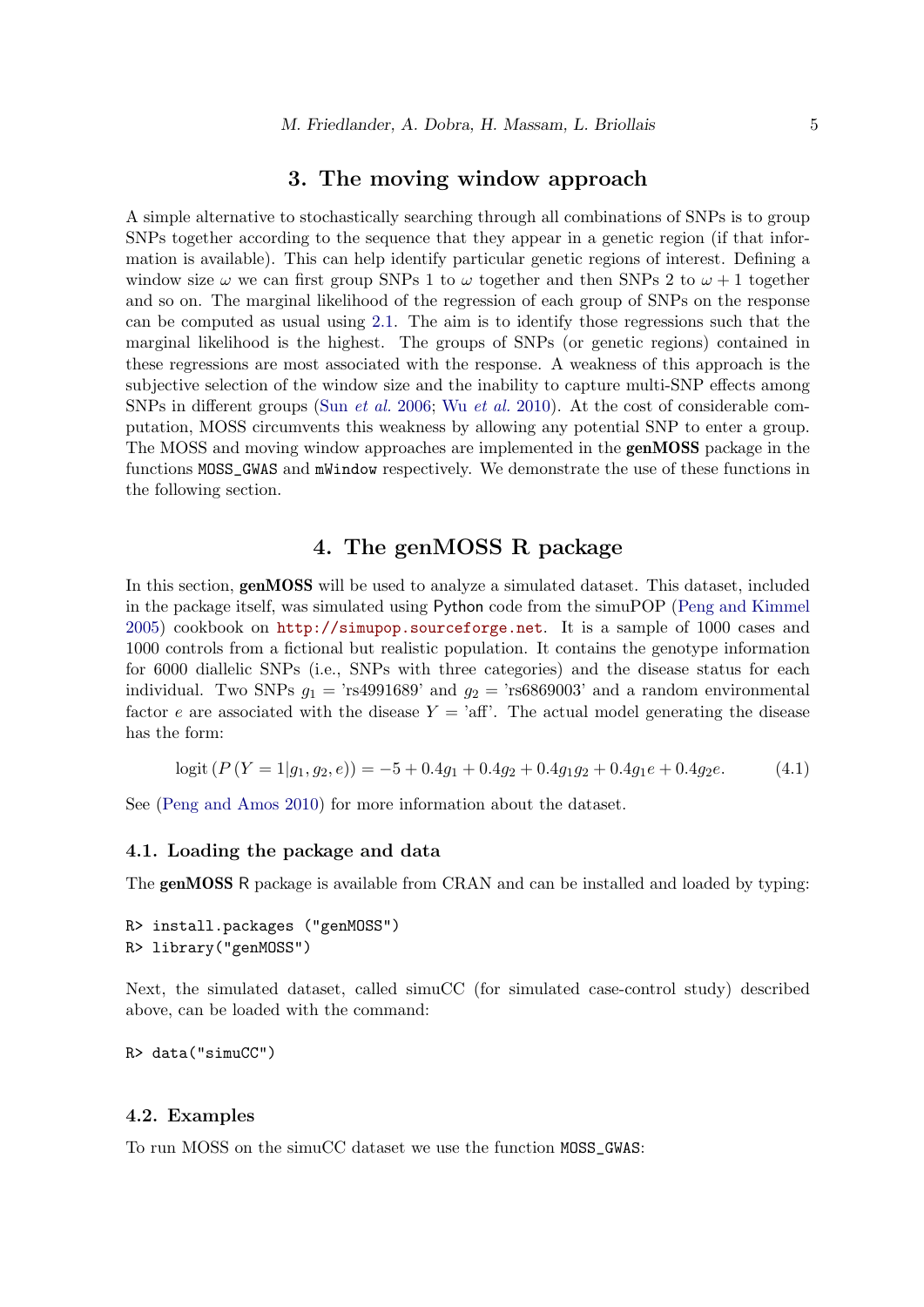# 3. The moving window approach

A simple alternative to stochastically searching through all combinations of SNPs is to group SNPs together according to the sequence that they appear in a genetic region (if that information is available). This can help identify particular genetic regions of interest. Defining a window size $\omega$ we can first group SNPs 1 to $\omega$ together and then SNPs 2 to $\omega + 1$ together and so on. The marginal likelihood of the regression of each group of SNPs on the response can be computed as usual using 2.1. The aim is to identify those regressions such that the marginal likelihood is the highest. The groups of SNPs (or genetic regions) contained in these regressions are most associated with the response. A weakness of this approach is the subjective selection of the window size and the inability to capture multi-SNP effects among SNPs in different groups (Sun *et al.* 2006; Wu *et al.* 2010). At the cost of considerable computation, MOSS circumvents this weakness by allowing any potential SNP to enter a group. The MOSS and moving window approaches are implemented in the **genMOSS** package in the functions `MOSS_GWAS` and `mWindow` respectively. We demonstrate the use of these functions in the following section.

# 4. The genMOSS R package

In this section, **genMOSS** will be used to analyze a simulated dataset. This dataset, included in the package itself, was simulated using Python code from the simuPOP (Peng and Kimmel 2005) cookbook on http://simupop.sourceforge.net. It is a sample of 1000 cases and 1000 controls from a fictional but realistic population. It contains the genotype information for 6000 diallelic SNPs (i.e., SNPs with three categories) and the disease status for each individual. Two SNPs $g_1$ = 'rs4991689' and $g_2$ = 'rs6869003' and a random environmental factor $e$ are associated with the disease $Y$ = 'aff'. The actual model generating the disease has the form:

$$\text{logit}\left(P\left(Y=1|g_1,g_2,e\right)\right) = -5 + 0.4g_1 + 0.4g_2 + 0.4g_1g_2 + 0.4g_1e + 0.4g_2e. \tag{4.1}$$

See (Peng and Amos 2010) for more information about the dataset.

## 4.1. Loading the package and data

The **genMOSS** R package is available from CRAN and can be installed and loaded by typing:

```
R> install.packages ("genMOSS")
R> library("genMOSS")
```

Next, the simulated dataset, called simuCC (for simulated case-control study) described above, can be loaded with the command:

```
R> data("simuCC")
```

## 4.2. Examples

To run MOSS on the simuCC dataset we use the function `MOSS_GWAS`: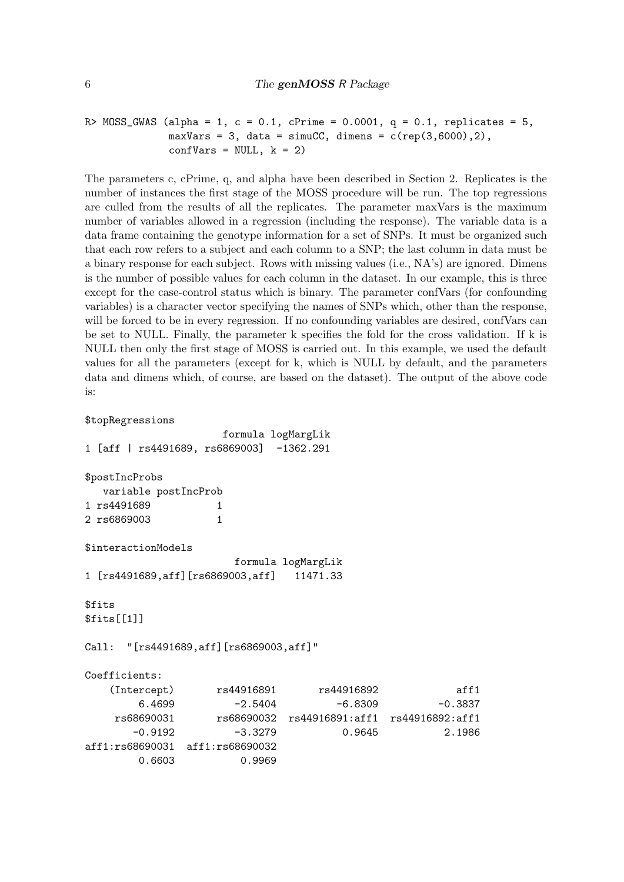```
R> MOSS_GWAS (alpha = 1, c = 0.1, cPrime = 0.0001, q = 0.1, replicates = 5,
             maxVars = 3, data = simuCC, dimens = c(rep(3,6000),2),
             confVars = NULL, k = 2)
```

The parameters c, cPrime, q, and alpha have been described in Section 2. Replicates is the number of instances the first stage of the MOSS procedure will be run. The top regressions are culled from the results of all the replicates. The parameter maxVars is the maximum number of variables allowed in a regression (including the response). The variable data is a data frame containing the genotype information for a set of SNPs. It must be organized such that each row refers to a subject and each column to a SNP; the last column in data must be a binary response for each subject. Rows with missing values (i.e., NA's) are ignored. Dimens is the number of possible values for each column in the dataset. In our example, this is three except for the case-control status which is binary. The parameter confVars (for confounding variables) is a character vector specifying the names of SNPs which, other than the response, will be forced to be in every regression. If no confounding variables are desired, confVars can be set to NULL. Finally, the parameter k specifies the fold for the cross validation. If k is NULL then only the first stage of MOSS is carried out. In this example, we used the default values for all the parameters (except for k, which is NULL by default, and the parameters data and dimens which, of course, are based on the dataset). The output of the above code is:

```
$topRegressions
                     formula logMargLik
1 [aff | rs4491689, rs6869003]  -1362.291

$postIncProbs
   variable postIncProb
1 rs4491689           1
2 rs6869003           1

$interactionModels
                        formula logMargLik
1 [rs4491689,aff][rs6869003,aff]   11471.33

$fits
$fits[[1]]

Call:  "[rs4491689,aff][rs6869003,aff]"

Coefficients:
    (Intercept)       rs44916891       rs44916892             aff1
         6.4699          -2.5404          -6.8309          -0.3837
     rs68690031       rs68690032  rs44916891:aff1  rs44916892:aff1
        -0.9192          -3.3279           0.9645           2.1986
aff1:rs68690031  aff1:rs68690032
         0.6603           0.9969
```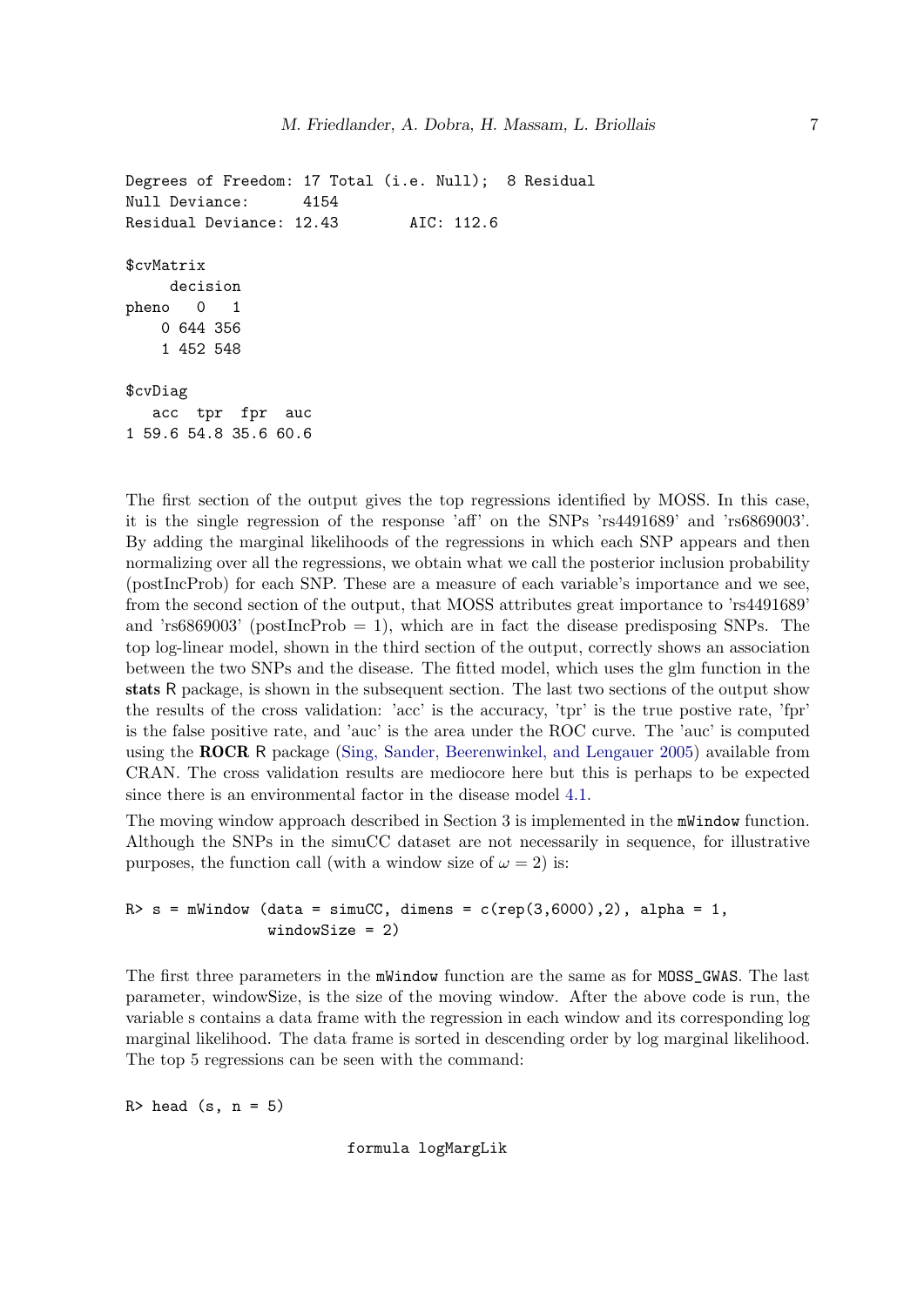```
Degrees of Freedom: 17 Total (i.e. Null);  8 Residual
Null Deviance:      4154
Residual Deviance: 12.43        AIC: 112.6

$cvMatrix
     decision
pheno   0   1
    0 644 356
    1 452 548

$cvDiag
   acc  tpr  fpr  auc
1 59.6 54.8 35.6 60.6
```

The first section of the output gives the top regressions identified by MOSS. In this case, it is the single regression of the response 'aff' on the SNPs 'rs4491689' and 'rs6869003'. By adding the marginal likelihoods of the regressions in which each SNP appears and then normalizing over all the regressions, we obtain what we call the posterior inclusion probability (postIncProb) for each SNP. These are a measure of each variable's importance and we see, from the second section of the output, that MOSS attributes great importance to 'rs4491689' and 'rs6869003' (postIncProb = 1), which are in fact the disease predisposing SNPs. The top log-linear model, shown in the third section of the output, correctly shows an association between the two SNPs and the disease. The fitted model, which uses the glm function in the **stats** R package, is shown in the subsequent section. The last two sections of the output show the results of the cross validation: 'acc' is the accuracy, 'tpr' is the true postive rate, 'fpr' is the false positive rate, and 'auc' is the area under the ROC curve. The 'auc' is computed using the **ROCR** R package (Sing, Sander, Beerenwinkel, and Lengauer 2005) available from CRAN. The cross validation results are mediocore here but this is perhaps to be expected since there is an environmental factor in the disease model 4.1.

The moving window approach described in Section 3 is implemented in the `mWindow` function. Although the SNPs in the simuCC dataset are not necessarily in sequence, for illustrative purposes, the function call (with a window size of $\omega = 2$) is:

```
R> s = mWindow (data = simuCC, dimens = c(rep(3,6000),2), alpha = 1,
                windowSize = 2)
```

The first three parameters in the `mWindow` function are the same as for `MOSS_GWAS`. The last parameter, windowSize, is the size of the moving window. After the above code is run, the variable s contains a data frame with the regression in each window and its corresponding log marginal likelihood. The data frame is sorted in descending order by log marginal likelihood. The top 5 regressions can be seen with the command:

```
R> head (s, n = 5)

                          formula logMargLik
```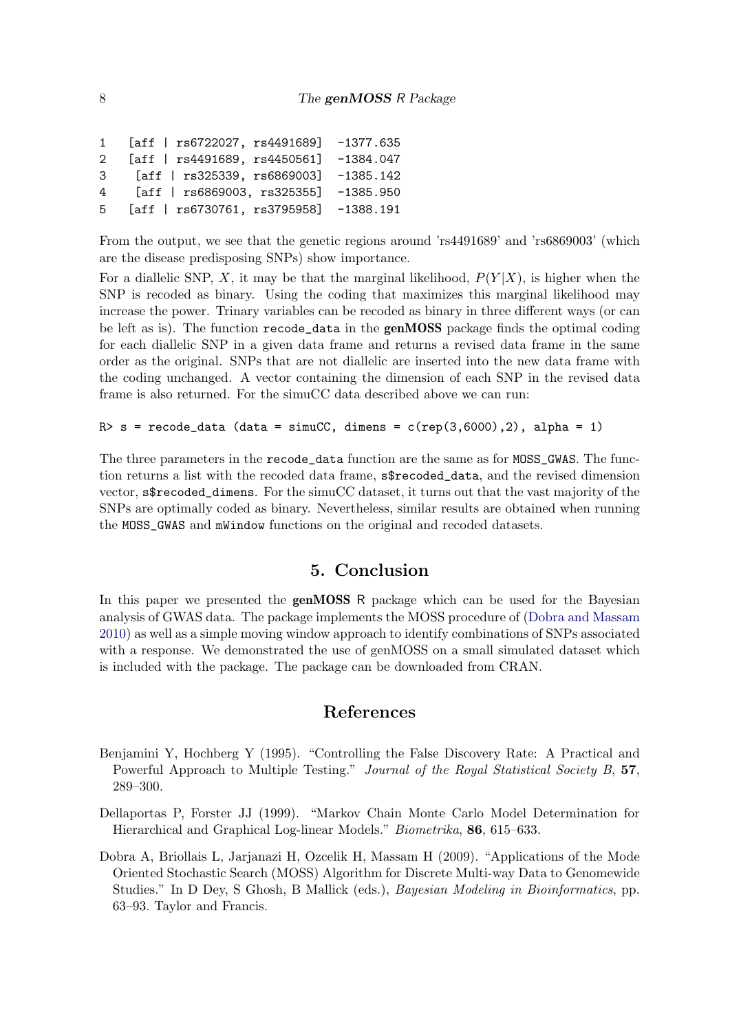```
1   [aff | rs6722027, rs4491689]  -1377.635
2   [aff | rs4491689, rs4450561]  -1384.047
3    [aff | rs325339, rs6869003]  -1385.142
4    [aff | rs6869003, rs325355]  -1385.950
5   [aff | rs6730761, rs3795958]  -1388.191
```

From the output, we see that the genetic regions around 'rs4491689' and 'rs6869003' (which are the disease predisposing SNPs) show importance.

For a diallelic SNP, $X$, it may be that the marginal likelihood, $P(Y|X)$, is higher when the SNP is recoded as binary. Using the coding that maximizes this marginal likelihood may increase the power. Trinary variables can be recoded as binary in three different ways (or can be left as is). The function `recode_data` in the **genMOSS** package finds the optimal coding for each diallelic SNP in a given data frame and returns a revised data frame in the same order as the original. SNPs that are not diallelic are inserted into the new data frame with the coding unchanged. A vector containing the dimension of each SNP in the revised data frame is also returned. For the simuCC data described above we can run:

```
R> s = recode_data (data = simuCC, dimens = c(rep(3,6000),2), alpha = 1)
```

The three parameters in the `recode_data` function are the same as for `MOSS_GWAS`. The function returns a list with the recoded data frame, `s$recoded_data`, and the revised dimension vector, `s$recoded_dimens`. For the simuCC dataset, it turns out that the vast majority of the SNPs are optimally coded as binary. Nevertheless, similar results are obtained when running the `MOSS_GWAS` and `mWindow` functions on the original and recoded datasets.

## 5. Conclusion

In this paper we presented the **genMOSS** R package which can be used for the Bayesian analysis of GWAS data. The package implements the MOSS procedure of (Dobra and Massam 2010) as well as a simple moving window approach to identify combinations of SNPs associated with a response. We demonstrated the use of genMOSS on a small simulated dataset which is included with the package. The package can be downloaded from CRAN.

## References

Benjamini Y, Hochberg Y (1995). "Controlling the False Discovery Rate: A Practical and Powerful Approach to Multiple Testing." *Journal of the Royal Statistical Society B*, **57**, 289–300.

Dellaportas P, Forster JJ (1999). "Markov Chain Monte Carlo Model Determination for Hierarchical and Graphical Log-linear Models." *Biometrika*, **86**, 615–633.

Dobra A, Briollais L, Jarjanazi H, Ozcelik H, Massam H (2009). "Applications of the Mode Oriented Stochastic Search (MOSS) Algorithm for Discrete Multi-way Data to Genomewide Studies." In D Dey, S Ghosh, B Mallick (eds.), *Bayesian Modeling in Bioinformatics*, pp. 63–93. Taylor and Francis.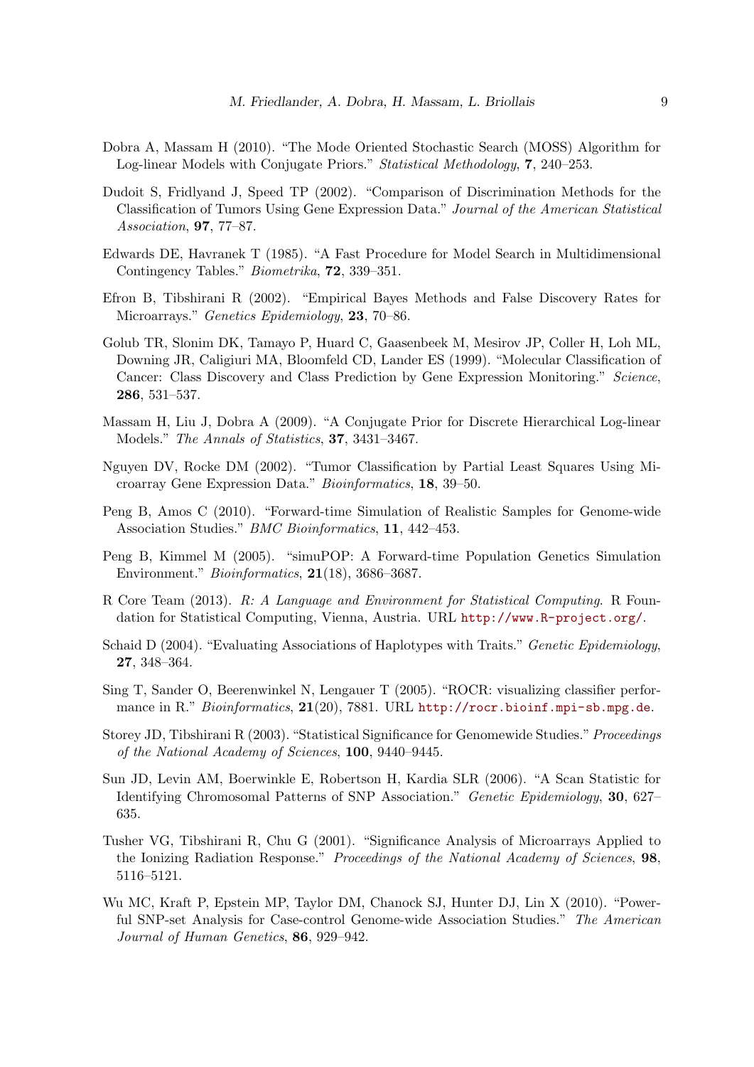Dobra A, Massam H (2010). "The Mode Oriented Stochastic Search (MOSS) Algorithm for Log-linear Models with Conjugate Priors." *Statistical Methodology*, **7**, 240–253.

Dudoit S, Fridlyand J, Speed TP (2002). "Comparison of Discrimination Methods for the Classification of Tumors Using Gene Expression Data." *Journal of the American Statistical Association*, **97**, 77–87.

Edwards DE, Havranek T (1985). "A Fast Procedure for Model Search in Multidimensional Contingency Tables." *Biometrika*, **72**, 339–351.

Efron B, Tibshirani R (2002). "Empirical Bayes Methods and False Discovery Rates for Microarrays." *Genetics Epidemiology*, **23**, 70–86.

Golub TR, Slonim DK, Tamayo P, Huard C, Gaasenbeek M, Mesirov JP, Coller H, Loh ML, Downing JR, Caligiuri MA, Bloomfeld CD, Lander ES (1999). "Molecular Classification of Cancer: Class Discovery and Class Prediction by Gene Expression Monitoring." *Science*, **286**, 531–537.

Massam H, Liu J, Dobra A (2009). "A Conjugate Prior for Discrete Hierarchical Log-linear Models." *The Annals of Statistics*, **37**, 3431–3467.

Nguyen DV, Rocke DM (2002). "Tumor Classification by Partial Least Squares Using Microarray Gene Expression Data." *Bioinformatics*, **18**, 39–50.

Peng B, Amos C (2010). "Forward-time Simulation of Realistic Samples for Genome-wide Association Studies." *BMC Bioinformatics*, **11**, 442–453.

Peng B, Kimmel M (2005). "simuPOP: A Forward-time Population Genetics Simulation Environment." *Bioinformatics*, **21**(18), 3686–3687.

R Core Team (2013). *R: A Language and Environment for Statistical Computing*. R Foundation for Statistical Computing, Vienna, Austria. URL http://www.R-project.org/.

Schaid D (2004). "Evaluating Associations of Haplotypes with Traits." *Genetic Epidemiology*, **27**, 348–364.

Sing T, Sander O, Beerenwinkel N, Lengauer T (2005). "ROCR: visualizing classifier performance in R." *Bioinformatics*, **21**(20), 7881. URL http://rocr.bioinf.mpi-sb.mpg.de.

Storey JD, Tibshirani R (2003). "Statistical Significance for Genomewide Studies." *Proceedings of the National Academy of Sciences*, **100**, 9440–9445.

Sun JD, Levin AM, Boerwinkle E, Robertson H, Kardia SLR (2006). "A Scan Statistic for Identifying Chromosomal Patterns of SNP Association." *Genetic Epidemiology*, **30**, 627–635.

Tusher VG, Tibshirani R, Chu G (2001). "Significance Analysis of Microarrays Applied to the Ionizing Radiation Response." *Proceedings of the National Academy of Sciences*, **98**, 5116–5121.

Wu MC, Kraft P, Epstein MP, Taylor DM, Chanock SJ, Hunter DJ, Lin X (2010). "Powerful SNP-set Analysis for Case-control Genome-wide Association Studies." *The American Journal of Human Genetics*, **86**, 929–942.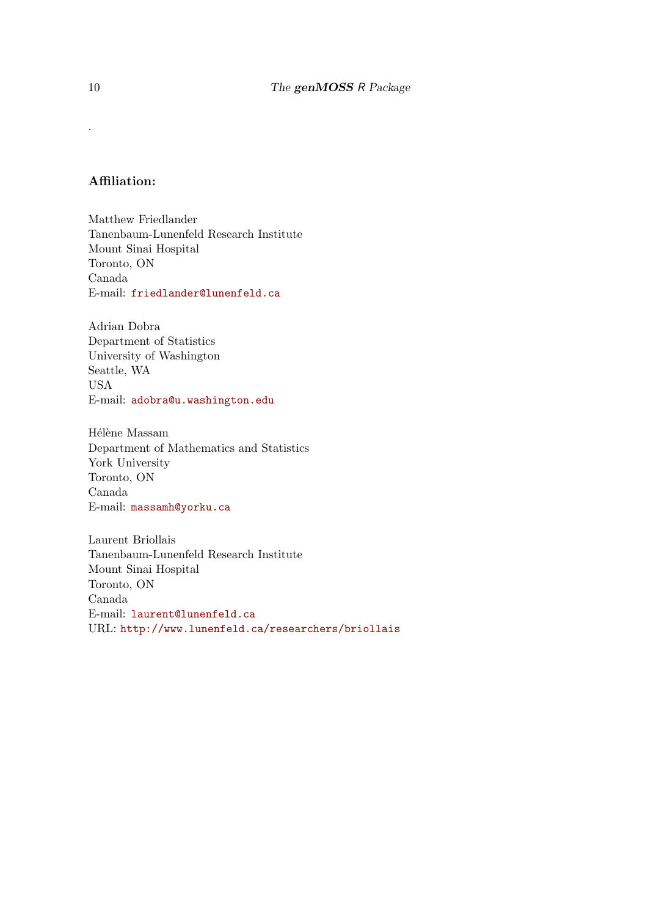.

**Affiliation:**

Matthew Friedlander
Tanenbaum-Lunenfeld Research Institute
Mount Sinai Hospital
Toronto, ON
Canada
E-mail: friedlander@lunenfeld.ca

Adrian Dobra
Department of Statistics
University of Washington
Seattle, WA
USA
E-mail: adobra@u.washington.edu

Hélène Massam
Department of Mathematics and Statistics
York University
Toronto, ON
Canada
E-mail: massamh@yorku.ca

Laurent Briollais
Tanenbaum-Lunenfeld Research Institute
Mount Sinai Hospital
Toronto, ON
Canada
E-mail: laurent@lunenfeld.ca
URL: http://www.lunenfeld.ca/researchers/briollais